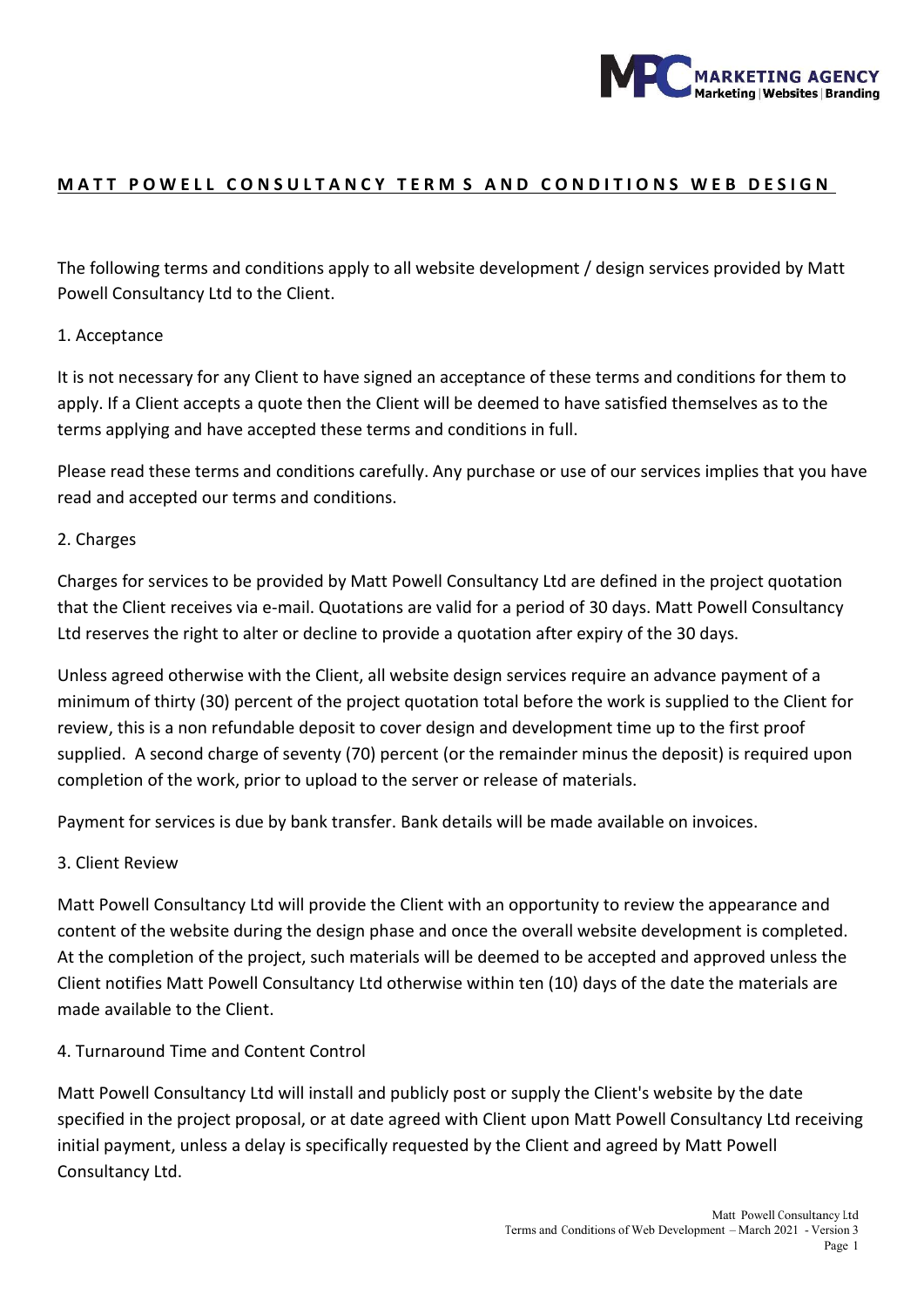# MATT POWELL CONSULTANCY TERMS AND CONDITIONS WEB DESIGN

The following terms and conditions apply to all website development / design services provided by Matt Powell Consultancy Ltd to the Client.

## 1. Acceptance

It is not necessary for any Client to have signed an acceptance of these terms and conditions for them to apply. If a Client accepts a quote then the Client will be deemed to have satisfied themselves as to the terms applying and have accepted these terms and conditions in full.

Please read these terms and conditions carefully. Any purchase or use of our services implies that you have read and accepted our terms and conditions.

## 2. Charges

Charges for services to be provided by Matt Powell Consultancy Ltd are defined in the project quotation that the Client receives via e-mail. Quotations are valid for a period of 30 days. Matt Powell Consultancy Ltd reserves the right to alter or decline to provide a quotation after expiry of the 30 days.

Unless agreed otherwise with the Client, all website design services require an advance payment of a minimum of thirty (30) percent of the project quotation total before the work is supplied to the Client for review, this is a non refundable deposit to cover design and development time up to the first proof supplied. A second charge of seventy (70) percent (or the remainder minus the deposit) is required upon completion of the work, prior to upload to the server or release of materials.

Payment for services is due by bank transfer. Bank details will be made available on invoices.

## 3. Client Review

Matt Powell Consultancy Ltd will provide the Client with an opportunity to review the appearance and content of the website during the design phase and once the overall website development is completed. At the completion of the project, such materials will be deemed to be accepted and approved unless the Client notifies Matt Powell Consultancy Ltd otherwise within ten (10) days of the date the materials are made available to the Client.

## 4. Turnaround Time and Content Control

Matt Powell Consultancy Ltd will install and publicly post or supply the Client's website by the date specified in the project proposal, or at date agreed with Client upon Matt Powell Consultancy Ltd receiving initial payment, unless a delay is specifically requested by the Client and agreed by Matt Powell Consultancy Ltd.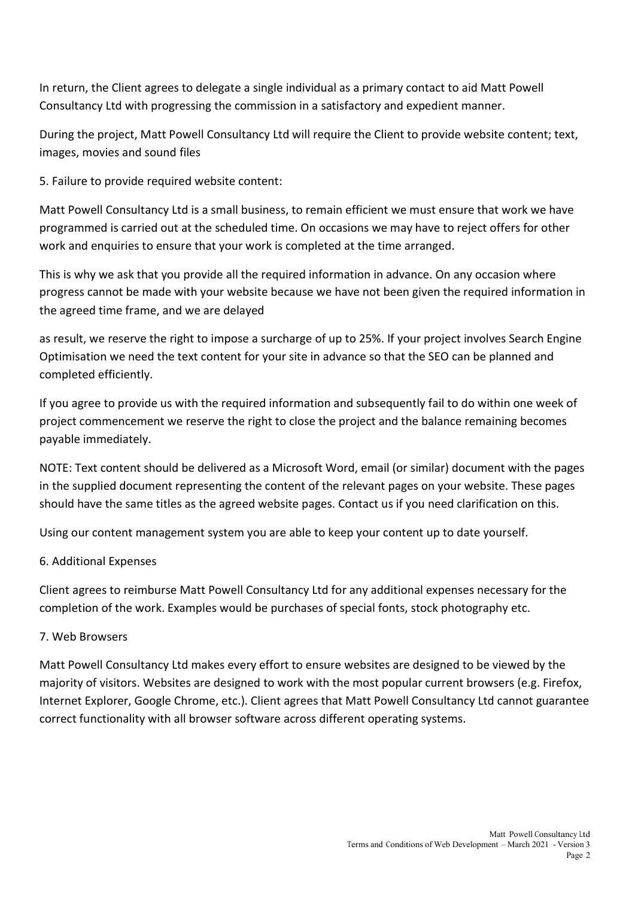In return, the Client agrees to delegate a single individual as a primary contact to aid Matt Powell Consultancy Ltd with progressing the commission in a satisfactory and expedient manner.

During the project, Matt Powell Consultancy Ltd will require the Client to provide website content; text, images, movies and sound files

5. Failure to provide required website content:

Matt Powell Consultancy Ltd is a small business, to remain efficient we must ensure that work we have programmed is carried out at the scheduled time. On occasions we may have to reject offers for other work and enquiries to ensure that your work is completed at the time arranged.

This is why we ask that you provide all the required information in advance. On any occasion where progress cannot be made with your website because we have not been given the required information in the agreed time frame, and we are delayed

as result, we reserve the right to impose a surcharge of up to 25%. If your project involves Search Engine Optimisation we need the text content for your site in advance so that the SEO can be planned and completed efficiently.

If you agree to provide us with the required information and subsequently fail to do within one week of project commencement we reserve the right to close the project and the balance remaining becomes payable immediately.

NOTE: Text content should be delivered as a Microsoft Word, email (or similar) document with the pages in the supplied document representing the content of the relevant pages on your website. These pages should have the same titles as the agreed website pages. Contact us if you need clarification on this.

Using our content management system you are able to keep your content up to date yourself.

6. Additional Expenses

Client agrees to reimburse Matt Powell Consultancy Ltd for any additional expenses necessary for the completion of the work. Examples would be purchases of special fonts, stock photography etc.

7. Web Browsers

Matt Powell Consultancy Ltd makes every effort to ensure websites are designed to be viewed by the majority of visitors. Websites are designed to work with the most popular current browsers (e.g. Firefox, Internet Explorer, Google Chrome, etc.). Client agrees that Matt Powell Consultancy Ltd cannot guarantee correct functionality with all browser software across different operating systems.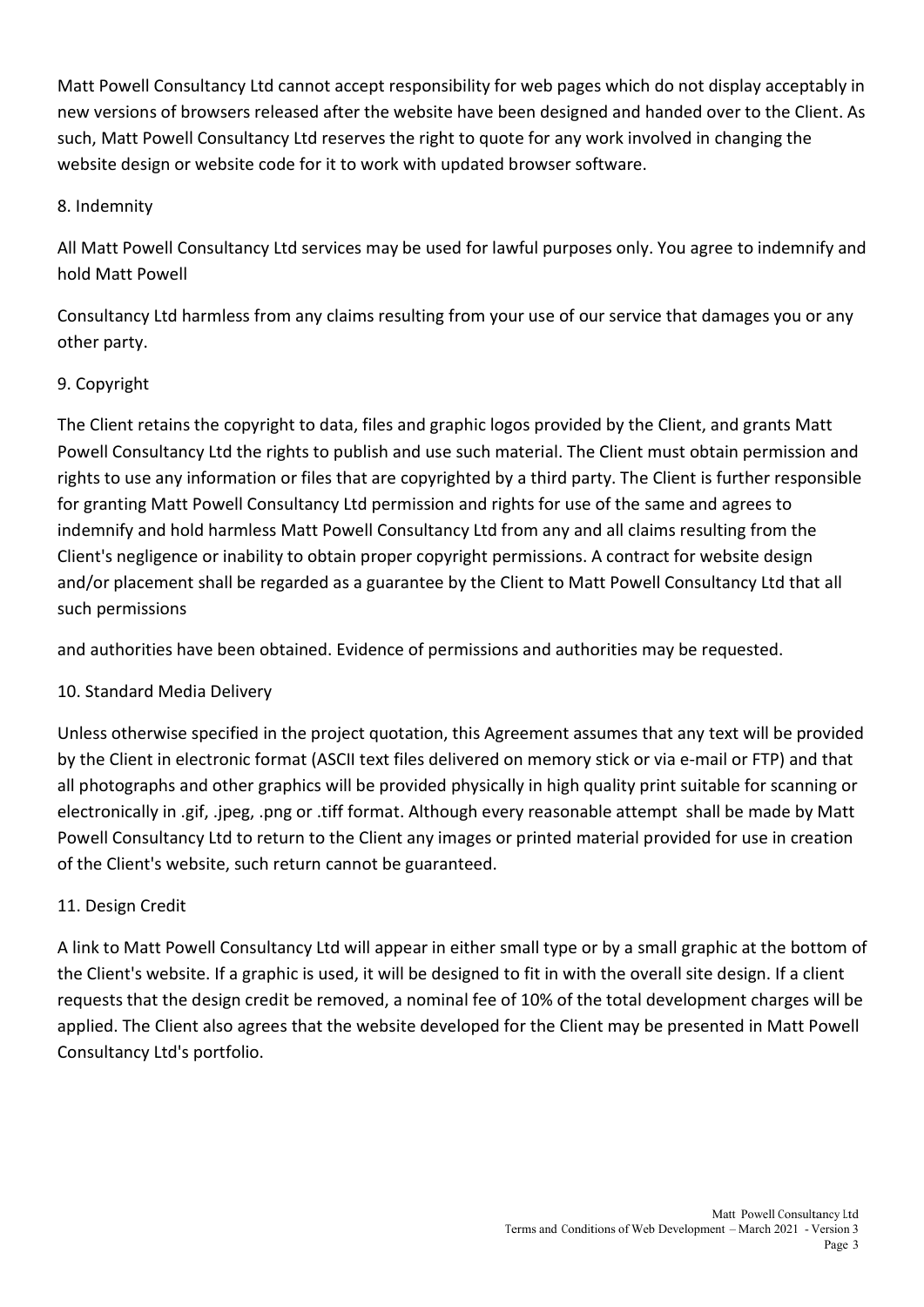Matt Powell Consultancy Ltd cannot accept responsibility for web pages which do not display acceptably in new versions of browsers released after the website have been designed and handed over to the Client. As such, Matt Powell Consultancy Ltd reserves the right to quote for any work involved in changing the website design or website code for it to work with updated browser software.

## 8. Indemnity

All Matt Powell Consultancy Ltd services may be used for lawful purposes only. You agree to indemnify and hold Matt Powell Consultancy Ltd harmless from any claims resulting from your use of our service that damages you or any other party.

## 9. Copyright

The Client retains the copyright to data, files and graphic logos provided by the Client, and grants Matt Powell Consultancy Ltd the rights to publish and use such material. The Client must obtain permission and rights to use any information or files that are copyrighted by a third party. The Client is further responsible for granting Matt Powell Consultancy Ltd permission and rights for use of the same and agrees to indemnify and hold harmless Matt Powell Consultancy Ltd from any and all claims resulting from the Client's negligence or inability to obtain proper copyright permissions. A contract for website design and/or placement shall be regarded as a guarantee by the Client to Matt Powell Consultancy Ltd that all such permissions and authorities have been obtained. Evidence of permissions and authorities may be requested.

## 10. Standard Media Delivery

Unless otherwise specified in the project quotation, this Agreement assumes that any text will be provided by the Client in electronic format (ASCII text files delivered on memory stick or via e-mail or FTP) and that all photographs and other graphics will be provided physically in high quality print suitable for scanning or electronically in .gif, .jpeg, .png or .tiff format. Although every reasonable attempt shall be made by Matt Powell Consultancy Ltd to return to the Client any images or printed material provided for use in creation of the Client's website, such return cannot be guaranteed.

## 11. Design Credit

A link to Matt Powell Consultancy Ltd will appear in either small type or by a small graphic at the bottom of the Client's website. If a graphic is used, it will be designed to fit in with the overall site design. If a client requests that the design credit be removed, a nominal fee of 10% of the total development charges will be applied. The Client also agrees that the website developed for the Client may be presented in Matt Powell Consultancy Ltd's portfolio.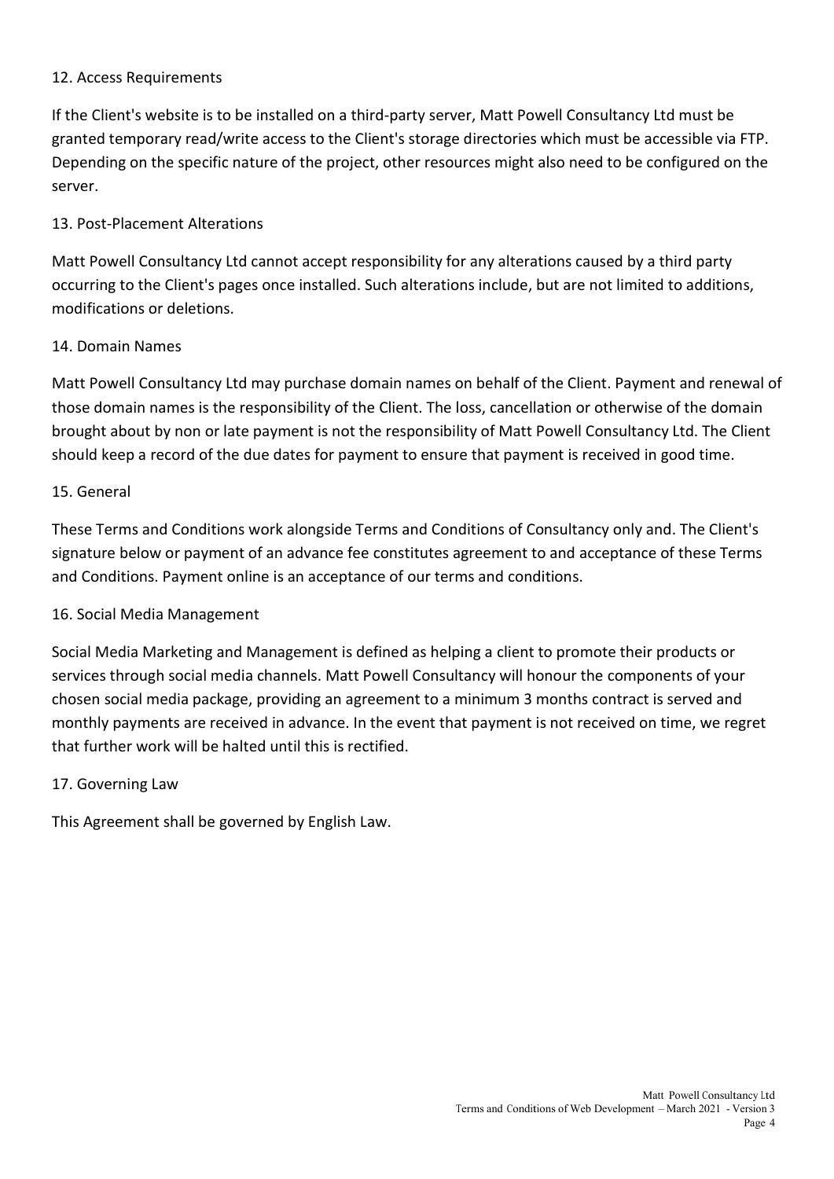## 12. Access Requirements

If the Client's website is to be installed on a third-party server, Matt Powell Consultancy Ltd must be granted temporary read/write access to the Client's storage directories which must be accessible via FTP. Depending on the specific nature of the project, other resources might also need to be configured on the server.

## 13. Post-Placement Alterations

Matt Powell Consultancy Ltd cannot accept responsibility for any alterations caused by a third party occurring to the Client's pages once installed. Such alterations include, but are not limited to additions, modifications or deletions.

## 14. Domain Names

Matt Powell Consultancy Ltd may purchase domain names on behalf of the Client. Payment and renewal of those domain names is the responsibility of the Client. The loss, cancellation or otherwise of the domain brought about by non or late payment is not the responsibility of Matt Powell Consultancy Ltd. The Client should keep a record of the due dates for payment to ensure that payment is received in good time.

## 15. General

These Terms and Conditions work alongside Terms and Conditions of Consultancy only and. The Client's signature below or payment of an advance fee constitutes agreement to and acceptance of these Terms and Conditions. Payment online is an acceptance of our terms and conditions.

## 16. Social Media Management

Social Media Marketing and Management is defined as helping a client to promote their products or services through social media channels. Matt Powell Consultancy will honour the components of your chosen social media package, providing an agreement to a minimum 3 months contract is served and monthly payments are received in advance. In the event that payment is not received on time, we regret that further work will be halted until this is rectified.

## 17. Governing Law

This Agreement shall be governed by English Law.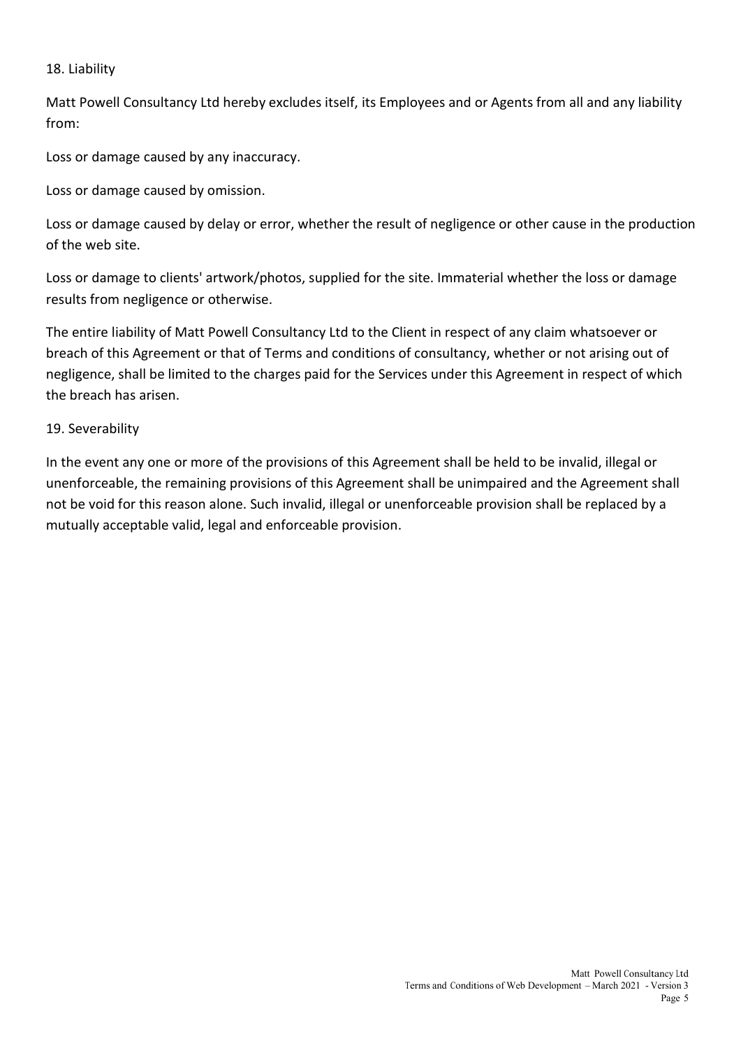## 18. Liability

Matt Powell Consultancy Ltd hereby excludes itself, its Employees and or Agents from all and any liability from:

Loss or damage caused by any inaccuracy.

Loss or damage caused by omission.

Loss or damage caused by delay or error, whether the result of negligence or other cause in the production of the web site.

Loss or damage to clients' artwork/photos, supplied for the site. Immaterial whether the loss or damage results from negligence or otherwise.

The entire liability of Matt Powell Consultancy Ltd to the Client in respect of any claim whatsoever or breach of this Agreement or that of Terms and conditions of consultancy, whether or not arising out of negligence, shall be limited to the charges paid for the Services under this Agreement in respect of which the breach has arisen.

## 19. Severability

In the event any one or more of the provisions of this Agreement shall be held to be invalid, illegal or unenforceable, the remaining provisions of this Agreement shall be unimpaired and the Agreement shall not be void for this reason alone. Such invalid, illegal or unenforceable provision shall be replaced by a mutually acceptable valid, legal and enforceable provision.